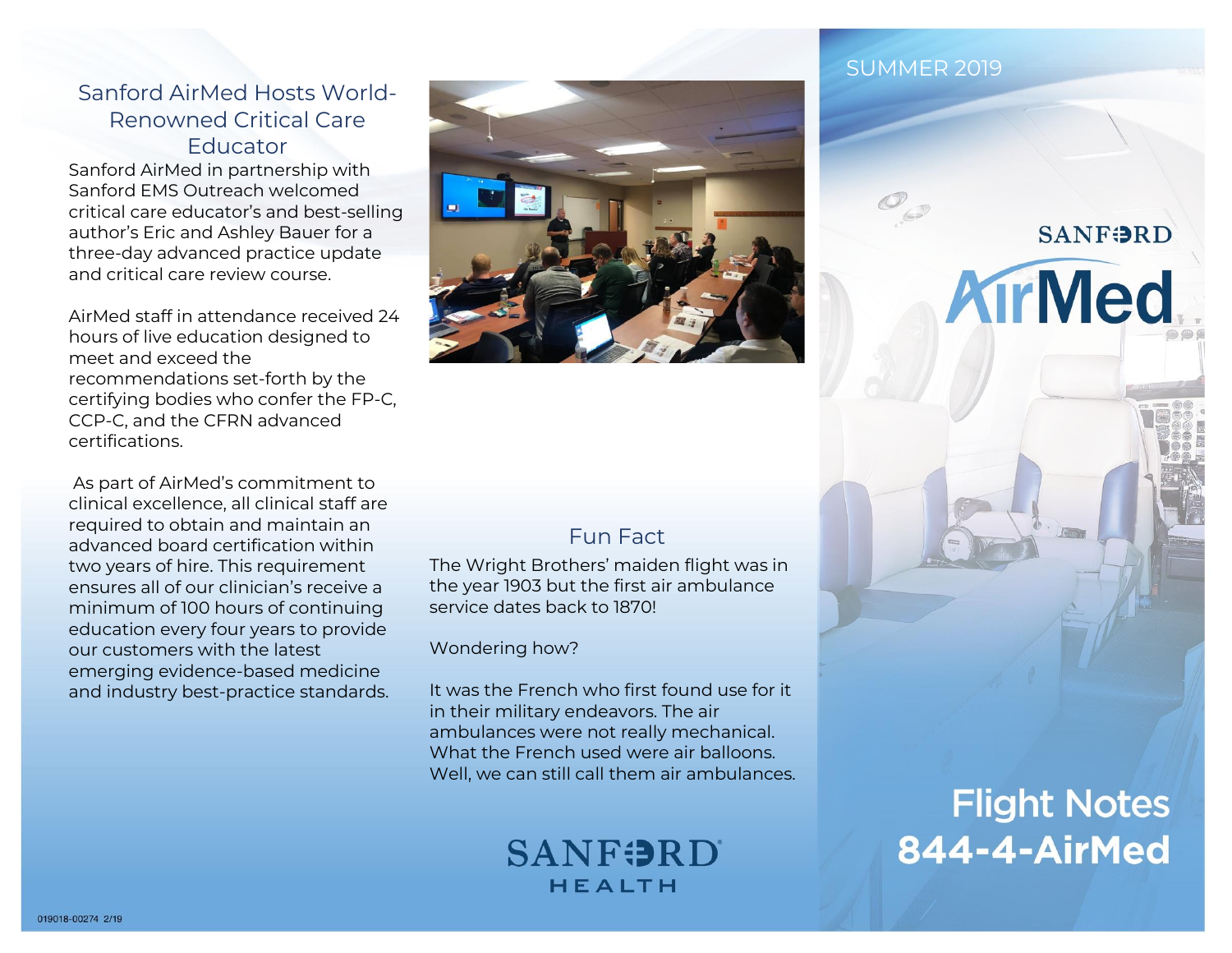## Sanford AirMed Hosts World-Renowned Critical Care Educator

Sanford AirMed in partnership with Sanford EMS Outreach welcomed critical care educator's and best-selling author's Eric and Ashley Bauer for a three-day advanced practice update and critical care review course.

AirMed staff in attendance received 24 hours of live education designed to meet and exceed the recommendations set-forth by the certifying bodies who confer the FP-C, CCP-C, and the CFRN advanced certifications.

As part of AirMed's commitment to clinical excellence, all clinical staff are required to obtain and maintain an advanced board certification within two years of hire. This requirement ensures all of our clinician's receive a minimum of 100 hours of continuing education every four years to provide our customers with the latest emerging evidence-based medicine and industry best-practice standards.

## Fun Fact

The Wright Brothers' maiden flight was in the year 1903 but the first air ambulance service dates back to 1870!

Wondering how?

It was the French who first found use for it in their military endeavors. The air ambulances were not really mechanical. What the French used were air balloons. Well, we can still call them air ambulances.

SANFORD HEALTH

SUMMER 2019

SANFORD AirMed

# Flight Notes

**844-4-AirMed**

019018-00274 2/19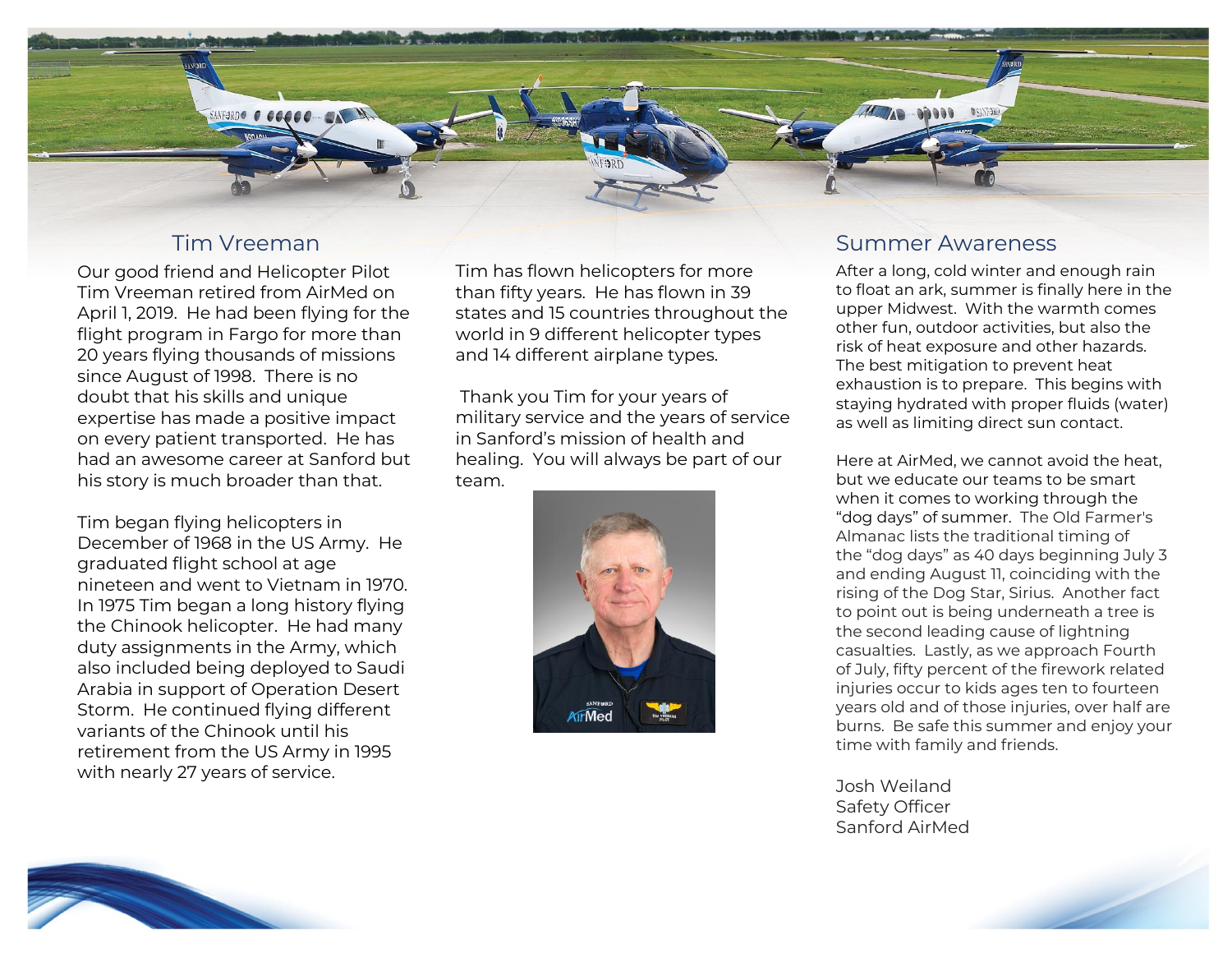## Tim Vreeman

Our good friend and Helicopter Pilot Tim Vreeman retired from AirMed on April 1, 2019. He had been flying for the flight program in Fargo for more than 20 years flying thousands of missions since August of 1998. There is no doubt that his skills and unique expertise has made a positive impact on every patient transported. He has had an awesome career at Sanford but his story is much broader than that.

Tim began flying helicopters in December of 1968 in the US Army. He graduated flight school at age nineteen and went to Vietnam in 1970. In 1975 Tim began a long history flying the Chinook helicopter. He had many duty assignments in the Army, which also included being deployed to Saudi Arabia in support of Operation Desert Storm. He continued flying different variants of the Chinook until his retirement from the US Army in 1995 with nearly 27 years of service.

Tim has flown helicopters for more than fifty years. He has flown in 39 states and 15 countries throughout the world in 9 different helicopter types and 14 different airplane types.

Thank you Tim for your years of military service and the years of service in Sanford's mission of health and healing. You will always be part of our team.

## Summer Awareness

After a long, cold winter and enough rain to float an ark, summer is finally here in the upper Midwest. With the warmth comes other fun, outdoor activities, but also the risk of heat exposure and other hazards. The best mitigation to prevent heat exhaustion is to prepare. This begins with staying hydrated with proper fluids (water) as well as limiting direct sun contact.

Here at AirMed, we cannot avoid the heat, but we educate our teams to be smart when it comes to working through the "dog days" of summer. The Old Farmer's Almanac lists the traditional timing of the "dog days" as 40 days beginning July 3 and ending August 11, coinciding with the rising of the Dog Star, Sirius. Another fact to point out is being underneath a tree is the second leading cause of lightning casualties. Lastly, as we approach Fourth of July, fifty percent of the firework related injuries occur to kids ages ten to fourteen years old and of those injuries, over half are burns. Be safe this summer and enjoy your time with family and friends.

Josh Weiland
Safety Officer
Sanford AirMed